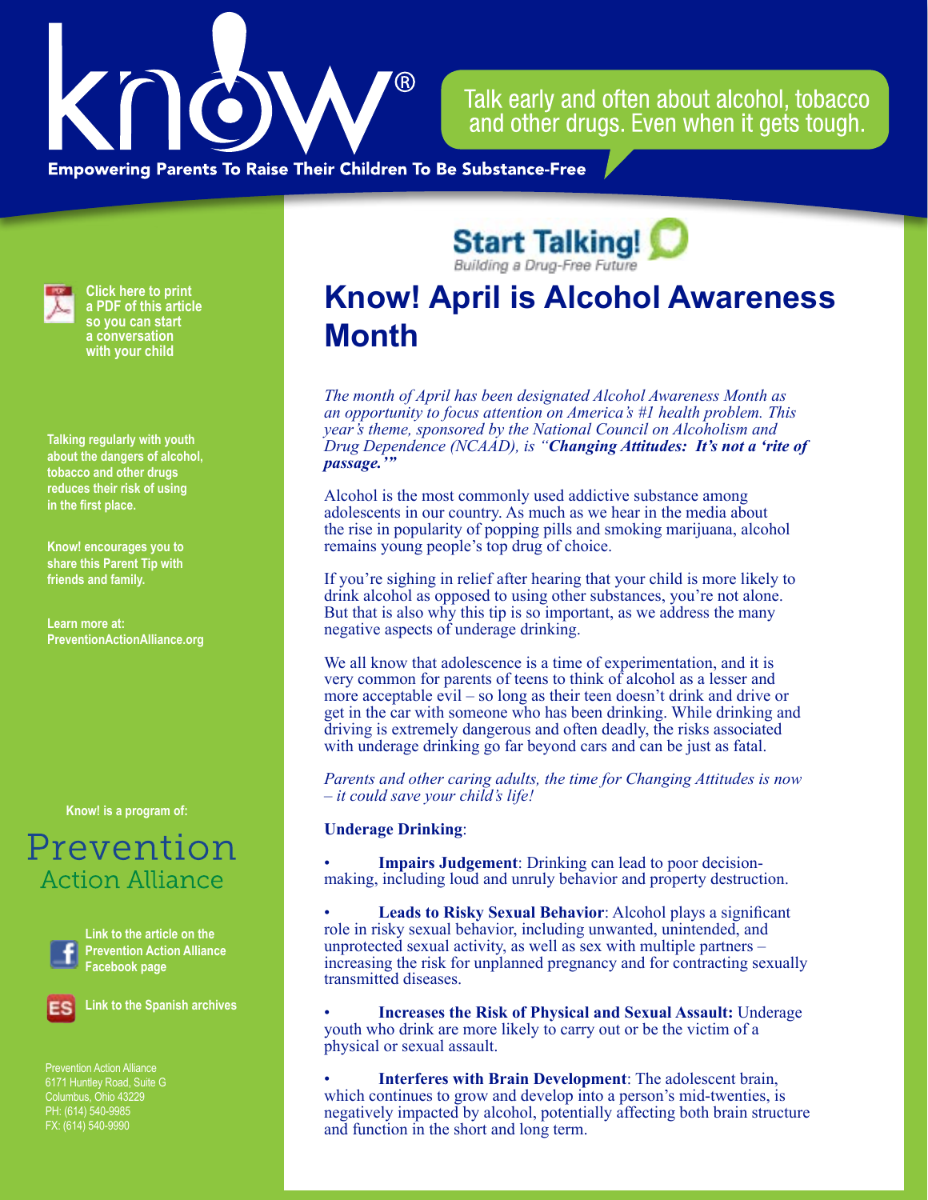know!®

Talk early and often about alcohol, tobacco and other drugs. Even when it gets tough.

Empowering Parents To Raise Their Children To Be Substance-Free

Start Talking!
Building a Drug-Free Future

# Know! April is Alcohol Awareness Month

*The month of April has been designated Alcohol Awareness Month as an opportunity to focus attention on America's #1 health problem. This year's theme, sponsored by the National Council on Alcoholism and Drug Dependence (NCAAD), is "**Changing Attitudes: It's not a 'rite of passage.'**"*

Alcohol is the most commonly used addictive substance among adolescents in our country. As much as we hear in the media about the rise in popularity of popping pills and smoking marijuana, alcohol remains young people's top drug of choice.

If you're sighing in relief after hearing that your child is more likely to drink alcohol as opposed to using other substances, you're not alone. But that is also why this tip is so important, as we address the many negative aspects of underage drinking.

We all know that adolescence is a time of experimentation, and it is very common for parents of teens to think of alcohol as a lesser and more acceptable evil – so long as their teen doesn't drink and drive or get in the car with someone who has been drinking. While drinking and driving is extremely dangerous and often deadly, the risks associated with underage drinking go far beyond cars and can be just as fatal.

*Parents and other caring adults, the time for Changing Attitudes is now – it could save your child's life!*

**Underage Drinking**:

- **Impairs Judgement**: Drinking can lead to poor decision-making, including loud and unruly behavior and property destruction.
- **Leads to Risky Sexual Behavior**: Alcohol plays a significant role in risky sexual behavior, including unwanted, unintended, and unprotected sexual activity, as well as sex with multiple partners – increasing the risk for unplanned pregnancy and for contracting sexually transmitted diseases.
- **Increases the Risk of Physical and Sexual Assault:** Underage youth who drink are more likely to carry out or be the victim of a physical or sexual assault.
- **Interferes with Brain Development**: The adolescent brain, which continues to grow and develop into a person's mid-twenties, is negatively impacted by alcohol, potentially affecting both brain structure and function in the short and long term.

---

**Click here to print a PDF of this article so you can start a conversation with your child**

**Talking regularly with youth about the dangers of alcohol, tobacco and other drugs reduces their risk of using in the first place.**

**Know! encourages you to share this Parent Tip with friends and family.**

**Learn more at: PreventionActionAlliance.org**

**Know! is a program of:**

Prevention Action Alliance

**Link to the article on the Prevention Action Alliance Facebook page**

**Link to the Spanish archives**

Prevention Action Alliance
6171 Huntley Road, Suite G
Columbus, Ohio 43229
PH: (614) 540-9985
FX: (614) 540-9990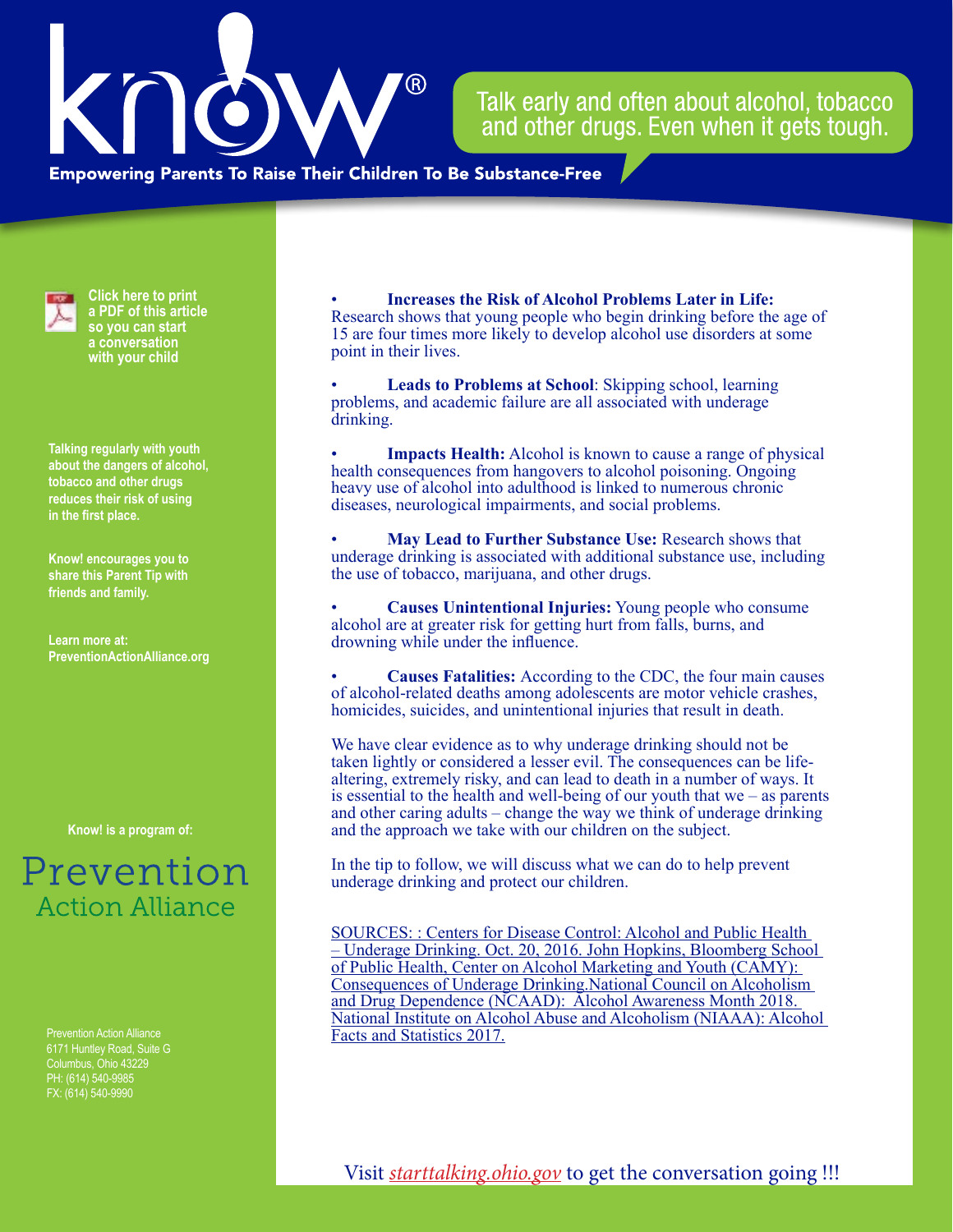# know!®

Talk early and often about alcohol, tobacco and other drugs. Even when it gets tough.

**Empowering Parents To Raise Their Children To Be Substance-Free**

**Click here to print a PDF of this article so you can start a conversation with your child**

**Talking regularly with youth about the dangers of alcohol, tobacco and other drugs reduces their risk of using in the first place.**

**Know! encourages you to share this Parent Tip with friends and family.**

**Learn more at: PreventionActionAlliance.org**

**Know! is a program of:**

Prevention Action Alliance

- **Increases the Risk of Alcohol Problems Later in Life:** Research shows that young people who begin drinking before the age of 15 are four times more likely to develop alcohol use disorders at some point in their lives.

- **Leads to Problems at School**: Skipping school, learning problems, and academic failure are all associated with underage drinking.

- **Impacts Health:** Alcohol is known to cause a range of physical health consequences from hangovers to alcohol poisoning. Ongoing heavy use of alcohol into adulthood is linked to numerous chronic diseases, neurological impairments, and social problems.

- **May Lead to Further Substance Use:** Research shows that underage drinking is associated with additional substance use, including the use of tobacco, marijuana, and other drugs.

- **Causes Unintentional Injuries:** Young people who consume alcohol are at greater risk for getting hurt from falls, burns, and drowning while under the influence.

- **Causes Fatalities:** According to the CDC, the four main causes of alcohol-related deaths among adolescents are motor vehicle crashes, homicides, suicides, and unintentional injuries that result in death.

We have clear evidence as to why underage drinking should not be taken lightly or considered a lesser evil. The consequences can be life-altering, extremely risky, and can lead to death in a number of ways. It is essential to the health and well-being of our youth that we – as parents and other caring adults – change the way we think of underage drinking and the approach we take with our children on the subject.

In the tip to follow, we will discuss what we can do to help prevent underage drinking and protect our children.

SOURCES: : Centers for Disease Control: Alcohol and Public Health – Underage Drinking. Oct. 20, 2016. John Hopkins, Bloomberg School of Public Health, Center on Alcohol Marketing and Youth (CAMY): Consequences of Underage Drinking.National Council on Alcoholism and Drug Dependence (NCAAD): Alcohol Awareness Month 2018. National Institute on Alcohol Abuse and Alcoholism (NIAAA): Alcohol Facts and Statistics 2017.

Prevention Action Alliance
6171 Huntley Road, Suite G
Columbus, Ohio 43229
PH: (614) 540-9985
FX: (614) 540-9990

Visit *starttalking.ohio.gov* to get the conversation going !!!